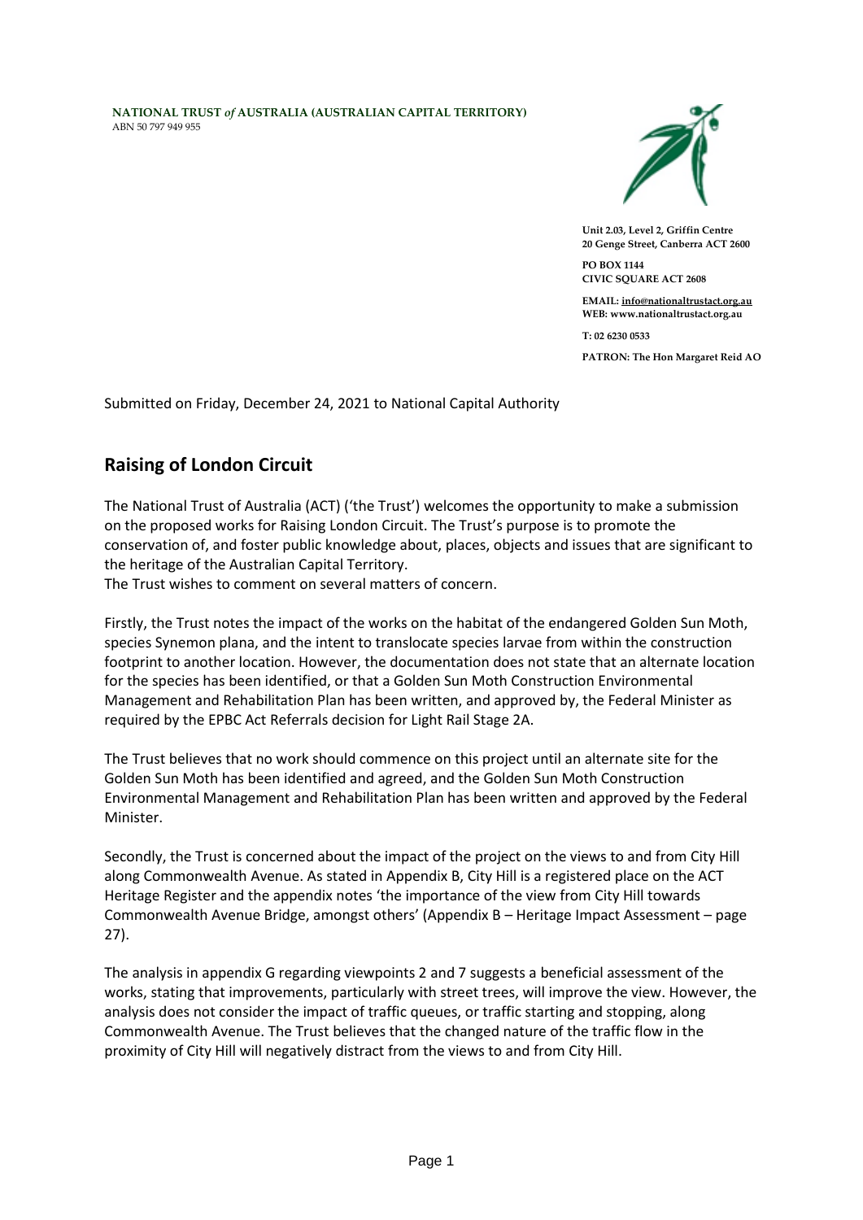**NATIONAL TRUST *of* AUSTRALIA (AUSTRALIAN CAPITAL TERRITORY)**
ABN 50 797 949 955

**Unit 2.03, Level 2, Griffin Centre**
**20 Genge Street, Canberra ACT 2600**

**PO BOX 1144**
**CIVIC SQUARE ACT 2608**

**EMAIL: info@nationaltrustact.org.au**
**WEB: www.nationaltrustact.org.au**

**T: 02 6230 0533**

**PATRON: The Hon Margaret Reid AO**

Submitted on Friday, December 24, 2021 to National Capital Authority

## Raising of London Circuit

The National Trust of Australia (ACT) ('the Trust') welcomes the opportunity to make a submission on the proposed works for Raising London Circuit. The Trust's purpose is to promote the conservation of, and foster public knowledge about, places, objects and issues that are significant to the heritage of the Australian Capital Territory.
The Trust wishes to comment on several matters of concern.

Firstly, the Trust notes the impact of the works on the habitat of the endangered Golden Sun Moth, species Synemon plana, and the intent to translocate species larvae from within the construction footprint to another location. However, the documentation does not state that an alternate location for the species has been identified, or that a Golden Sun Moth Construction Environmental Management and Rehabilitation Plan has been written, and approved by, the Federal Minister as required by the EPBC Act Referrals decision for Light Rail Stage 2A.

The Trust believes that no work should commence on this project until an alternate site for the Golden Sun Moth has been identified and agreed, and the Golden Sun Moth Construction Environmental Management and Rehabilitation Plan has been written and approved by the Federal Minister.

Secondly, the Trust is concerned about the impact of the project on the views to and from City Hill along Commonwealth Avenue. As stated in Appendix B, City Hill is a registered place on the ACT Heritage Register and the appendix notes 'the importance of the view from City Hill towards Commonwealth Avenue Bridge, amongst others' (Appendix B – Heritage Impact Assessment – page 27).

The analysis in appendix G regarding viewpoints 2 and 7 suggests a beneficial assessment of the works, stating that improvements, particularly with street trees, will improve the view. However, the analysis does not consider the impact of traffic queues, or traffic starting and stopping, along Commonwealth Avenue. The Trust believes that the changed nature of the traffic flow in the proximity of City Hill will negatively distract from the views to and from City Hill.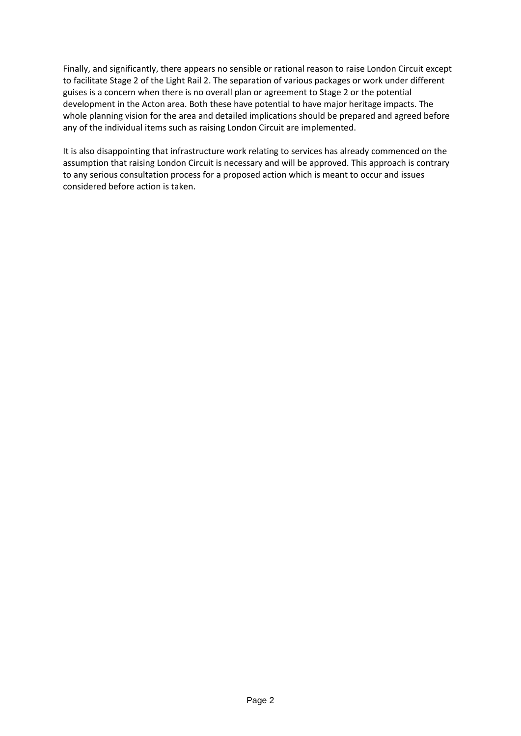Finally, and significantly, there appears no sensible or rational reason to raise London Circuit except to facilitate Stage 2 of the Light Rail 2. The separation of various packages or work under different guises is a concern when there is no overall plan or agreement to Stage 2 or the potential development in the Acton area. Both these have potential to have major heritage impacts. The whole planning vision for the area and detailed implications should be prepared and agreed before any of the individual items such as raising London Circuit are implemented.

It is also disappointing that infrastructure work relating to services has already commenced on the assumption that raising London Circuit is necessary and will be approved. This approach is contrary to any serious consultation process for a proposed action which is meant to occur and issues considered before action is taken.